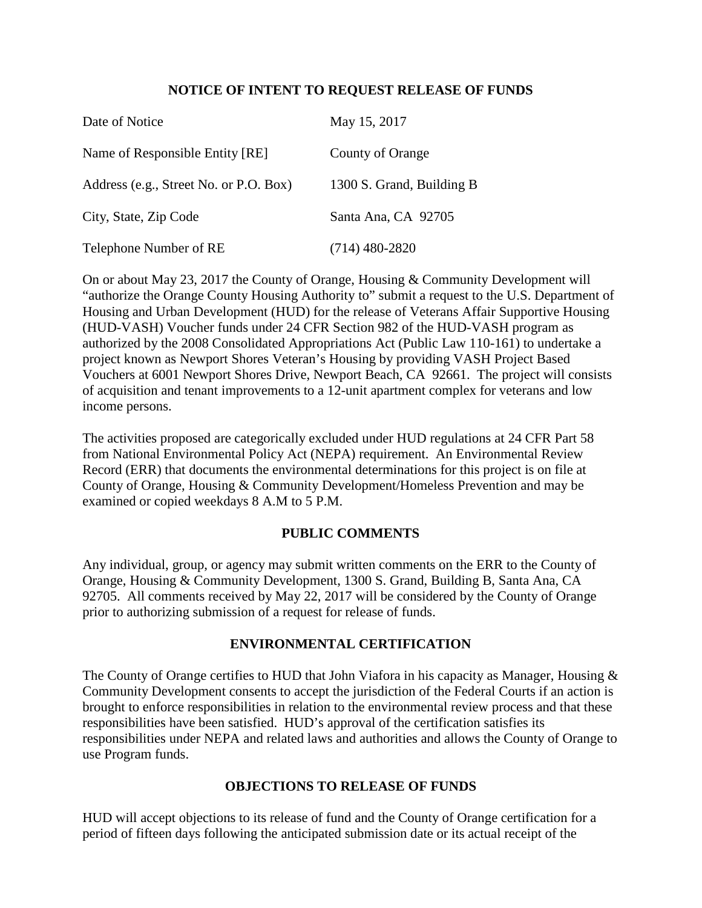## NOTICE OF INTENT TO REQUEST RELEASE OF FUNDS

| | |
|---|---|
| Date of Notice | May 15, 2017 |
| Name of Responsible Entity [RE] | County of Orange |
| Address (e.g., Street No. or P.O. Box) | 1300 S. Grand, Building B |
| City, State, Zip Code | Santa Ana, CA 92705 |
| Telephone Number of RE | (714) 480-2820 |

On or about May 23, 2017 the County of Orange, Housing & Community Development will "authorize the Orange County Housing Authority to" submit a request to the U.S. Department of Housing and Urban Development (HUD) for the release of Veterans Affair Supportive Housing (HUD-VASH) Voucher funds under 24 CFR Section 982 of the HUD-VASH program as authorized by the 2008 Consolidated Appropriations Act (Public Law 110-161) to undertake a project known as Newport Shores Veteran's Housing by providing VASH Project Based Vouchers at 6001 Newport Shores Drive, Newport Beach, CA 92661. The project will consists of acquisition and tenant improvements to a 12-unit apartment complex for veterans and low income persons.

The activities proposed are categorically excluded under HUD regulations at 24 CFR Part 58 from National Environmental Policy Act (NEPA) requirement. An Environmental Review Record (ERR) that documents the environmental determinations for this project is on file at County of Orange, Housing & Community Development/Homeless Prevention and may be examined or copied weekdays 8 A.M to 5 P.M.

## PUBLIC COMMENTS

Any individual, group, or agency may submit written comments on the ERR to the County of Orange, Housing & Community Development, 1300 S. Grand, Building B, Santa Ana, CA 92705. All comments received by May 22, 2017 will be considered by the County of Orange prior to authorizing submission of a request for release of funds.

## ENVIRONMENTAL CERTIFICATION

The County of Orange certifies to HUD that John Viafora in his capacity as Manager, Housing & Community Development consents to accept the jurisdiction of the Federal Courts if an action is brought to enforce responsibilities in relation to the environmental review process and that these responsibilities have been satisfied. HUD's approval of the certification satisfies its responsibilities under NEPA and related laws and authorities and allows the County of Orange to use Program funds.

## OBJECTIONS TO RELEASE OF FUNDS

HUD will accept objections to its release of fund and the County of Orange certification for a period of fifteen days following the anticipated submission date or its actual receipt of the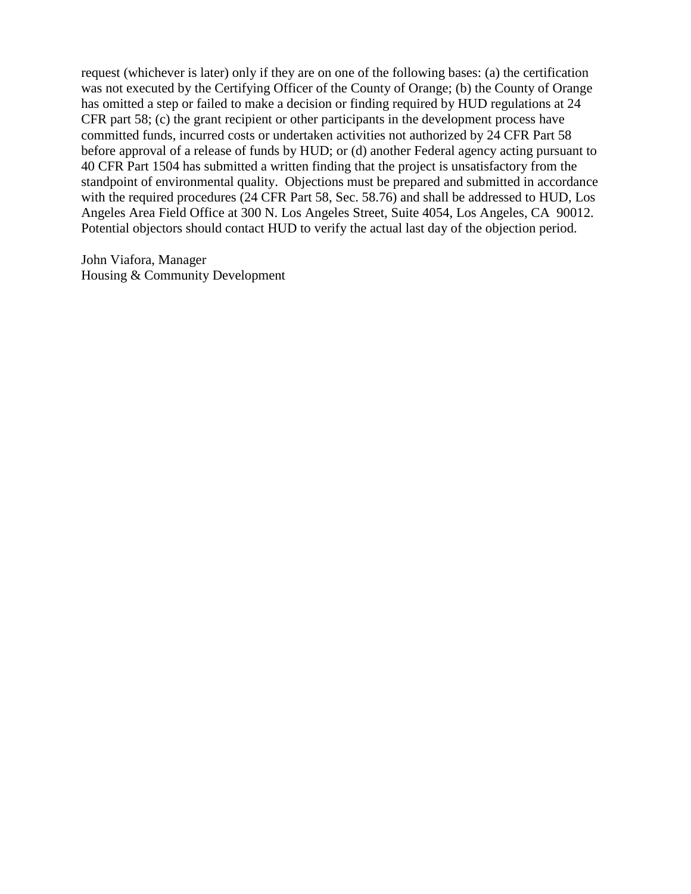request (whichever is later) only if they are on one of the following bases: (a) the certification was not executed by the Certifying Officer of the County of Orange; (b) the County of Orange has omitted a step or failed to make a decision or finding required by HUD regulations at 24 CFR part 58; (c) the grant recipient or other participants in the development process have committed funds, incurred costs or undertaken activities not authorized by 24 CFR Part 58 before approval of a release of funds by HUD; or (d) another Federal agency acting pursuant to 40 CFR Part 1504 has submitted a written finding that the project is unsatisfactory from the standpoint of environmental quality. Objections must be prepared and submitted in accordance with the required procedures (24 CFR Part 58, Sec. 58.76) and shall be addressed to HUD, Los Angeles Area Field Office at 300 N. Los Angeles Street, Suite 4054, Los Angeles, CA 90012. Potential objectors should contact HUD to verify the actual last day of the objection period.

John Viafora, Manager
Housing & Community Development